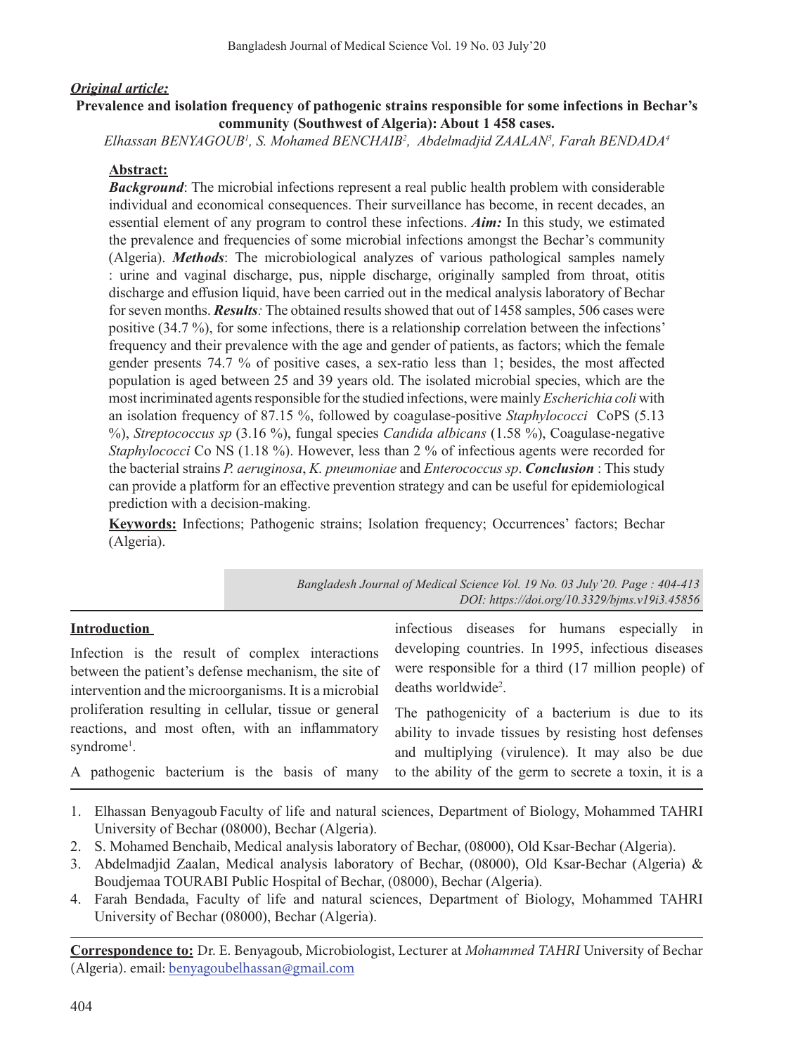***Original article:***

**Prevalence and isolation frequency of pathogenic strains responsible for some infections in Bechar's community (Southwest of Algeria): About 1 458 cases.**

*Elhassan BENYAGOUB[1], S. Mohamed BENCHAIB[2], Abdelmadjid ZAALAN[3], Farah BENDADA[4]*

**Abstract:**

***Background***: The microbial infections represent a real public health problem with considerable individual and economical consequences. Their surveillance has become, in recent decades, an essential element of any program to control these infections. ***Aim:*** In this study, we estimated the prevalence and frequencies of some microbial infections amongst the Bechar's community (Algeria). ***Methods***: The microbiological analyzes of various pathological samples namely : urine and vaginal discharge, pus, nipple discharge, originally sampled from throat, otitis discharge and effusion liquid, have been carried out in the medical analysis laboratory of Bechar for seven months. ***Results****:* The obtained results showed that out of 1458 samples, 506 cases were positive (34.7 %), for some infections, there is a relationship correlation between the infections' frequency and their prevalence with the age and gender of patients, as factors; which the female gender presents 74.7 % of positive cases, a sex-ratio less than 1; besides, the most affected population is aged between 25 and 39 years old. The isolated microbial species, which are the most incriminated agents responsible for the studied infections, were mainly *Escherichia coli* with an isolation frequency of 87.15 %, followed by coagulase-positive *Staphylococci* CoPS (5.13 %), *Streptococcus sp* (3.16 %), fungal species *Candida albicans* (1.58 %), Coagulase-negative *Staphylococci* Co NS (1.18 %). However, less than 2 % of infectious agents were recorded for the bacterial strains *P. aeruginosa*, *K. pneumoniae* and *Enterococcus sp*. ***Conclusion*** : This study can provide a platform for an effective prevention strategy and can be useful for epidemiological prediction with a decision-making.

**Keywords:** Infections; Pathogenic strains; Isolation frequency; Occurrences' factors; Bechar (Algeria).

*DOI: https://doi.org/10.3329/bjms.v19i3.45856*

## Introduction

Infection is the result of complex interactions between the patient's defense mechanism, the site of intervention and the microorganisms. It is a microbial proliferation resulting in cellular, tissue or general reactions, and most often, with an inflammatory syndrome[1].

A pathogenic bacterium is the basis of many infectious diseases for humans especially in developing countries. In 1995, infectious diseases were responsible for a third (17 million people) of deaths worldwide[2].

The pathogenicity of a bacterium is due to its ability to invade tissues by resisting host defenses and multiplying (virulence). It may also be due to the ability of the germ to secrete a toxin, it is a

1. Elhassan Benyagoub Faculty of life and natural sciences, Department of Biology, Mohammed TAHRI University of Bechar (08000), Bechar (Algeria).
2. S. Mohamed Benchaib, Medical analysis laboratory of Bechar, (08000), Old Ksar-Bechar (Algeria).
3. Abdelmadjid Zaalan, Medical analysis laboratory of Bechar, (08000), Old Ksar-Bechar (Algeria) & Boudjemaa TOURABI Public Hospital of Bechar, (08000), Bechar (Algeria).
4. Farah Bendada, Faculty of life and natural sciences, Department of Biology, Mohammed TAHRI University of Bechar (08000), Bechar (Algeria).

**Correspondence to:** Dr. E. Benyagoub, Microbiologist, Lecturer at *Mohammed TAHRI* University of Bechar (Algeria). email: benyagoubelhassan@gmail.com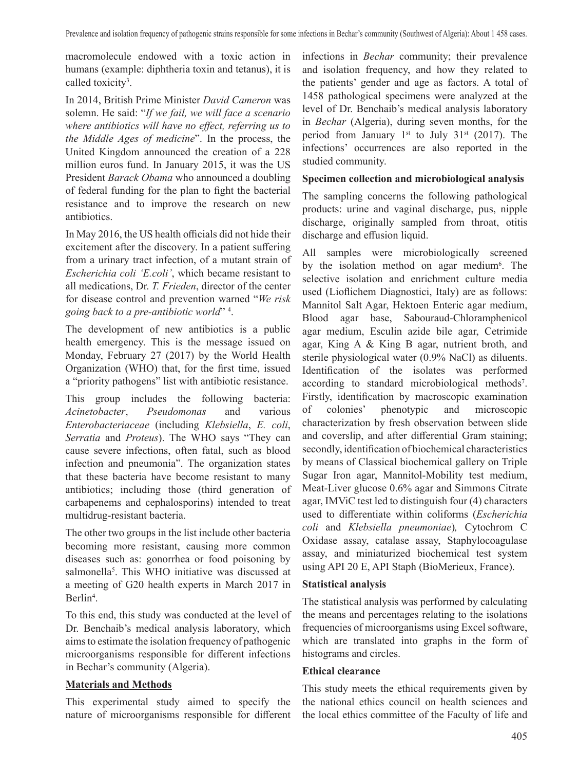macromolecule endowed with a toxic action in humans (example: diphtheria toxin and tetanus), it is called toxicity[3].

In 2014, British Prime Minister *David Cameron* was solemn. He said: "*If we fail, we will face a scenario where antibiotics will have no effect, referring us to the Middle Ages of medicine*". In the process, the United Kingdom announced the creation of a 228 million euros fund. In January 2015, it was the US President *Barack Obama* who announced a doubling of federal funding for the plan to fight the bacterial resistance and to improve the research on new antibiotics.

In May 2016, the US health officials did not hide their excitement after the discovery. In a patient suffering from a urinary tract infection, of a mutant strain of *Escherichia coli 'E.coli'*, which became resistant to all medications, Dr. *T. Frieden*, director of the center for disease control and prevention warned "*We risk going back to a pre-antibiotic world*" [4].

The development of new antibiotics is a public health emergency. This is the message issued on Monday, February 27 (2017) by the World Health Organization (WHO) that, for the first time, issued a "priority pathogens" list with antibiotic resistance.

This group includes the following bacteria: *Acinetobacter*, *Pseudomonas* and various *Enterobacteriaceae* (including *Klebsiella*, *E. coli*, *Serratia* and *Proteus*). The WHO says "They can cause severe infections, often fatal, such as blood infection and pneumonia". The organization states that these bacteria have become resistant to many antibiotics; including those (third generation of carbapenems and cephalosporins) intended to treat multidrug-resistant bacteria.

The other two groups in the list include other bacteria becoming more resistant, causing more common diseases such as: gonorrhea or food poisoning by salmonella[5]. This WHO initiative was discussed at a meeting of G20 health experts in March 2017 in Berlin[4].

To this end, this study was conducted at the level of Dr. Benchaib's medical analysis laboratory, which aims to estimate the isolation frequency of pathogenic microorganisms responsible for different infections in Bechar's community (Algeria).

## Materials and Methods

This experimental study aimed to specify the nature of microorganisms responsible for different infections in *Bechar* community; their prevalence and isolation frequency, and how they related to the patients' gender and age as factors. A total of 1458 pathological specimens were analyzed at the level of Dr. Benchaib's medical analysis laboratory in *Bechar* (Algeria), during seven months, for the period from January 1st to July 31st (2017). The infections' occurrences are also reported in the studied community.

### Specimen collection and microbiological analysis

The sampling concerns the following pathological products: urine and vaginal discharge, pus, nipple discharge, originally sampled from throat, otitis discharge and effusion liquid.

All samples were microbiologically screened by the isolation method on agar medium[6]. The selective isolation and enrichment culture media used (Lioflichem Diagnostici, Italy) are as follows: Mannitol Salt Agar, Hektoen Enteric agar medium, Blood agar base, Sabouraud-Chloramphenicol agar medium, Esculin azide bile agar, Cetrimide agar, King A & King B agar, nutrient broth, and sterile physiological water (0.9% NaCl) as diluents. Identification of the isolates was performed according to standard microbiological methods[7]. Firstly, identification by macroscopic examination of colonies' phenotypic and microscopic characterization by fresh observation between slide and coverslip, and after differential Gram staining; secondly, identification of biochemical characteristics by means of Classical biochemical gallery on Triple Sugar Iron agar, Mannitol-Mobility test medium, Meat-Liver glucose 0.6% agar and Simmons Citrate agar, IMViC test led to distinguish four (4) characters used to differentiate within coliforms (*Escherichia coli* and *Klebsiella pneumoniae*), Cytochrom C Oxidase assay, catalase assay, Staphylocoagulase assay, and miniaturized biochemical test system using API 20 E, API Staph (BioMerieux, France).

### Statistical analysis

The statistical analysis was performed by calculating the means and percentages relating to the isolations frequencies of microorganisms using Excel software, which are translated into graphs in the form of histograms and circles.

### Ethical clearance

This study meets the ethical requirements given by the national ethics council on health sciences and the local ethics committee of the Faculty of life and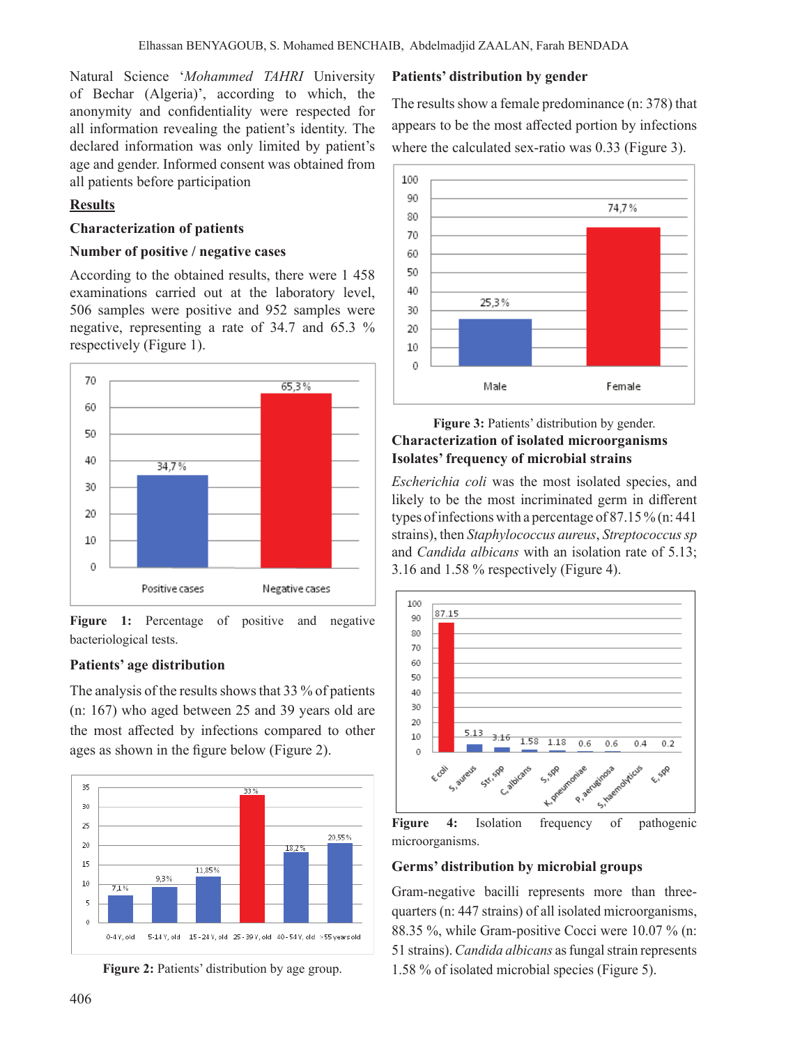Natural Science 'Mohammed TAHRI University of Bechar (Algeria)', according to which, the anonymity and confidentiality were respected for all information revealing the patient's identity. The declared information was only limited by patient's age and gender. Informed consent was obtained from all patients before participation

## Results

### Characterization of patients

### Number of positive / negative cases

According to the obtained results, there were 1 458 examinations carried out at the laboratory level, 506 samples were positive and 952 samples were negative, representing a rate of 34.7 and 65.3 % respectively (Figure 1).

**Figure 1:** Percentage of positive and negative bacteriological tests.

### Patients' age distribution

The analysis of the results shows that 33 % of patients (n: 167) who aged between 25 and 39 years old are the most affected by infections compared to other ages as shown in the figure below (Figure 2).

**Figure 2:** Patients' distribution by age group.

### Patients' distribution by gender

The results show a female predominance (n: 378) that appears to be the most affected portion by infections where the calculated sex-ratio was 0.33 (Figure 3).

**Figure 3:** Patients' distribution by gender.

### Characterization of isolated microorganisms

### Isolates' frequency of microbial strains

*Escherichia coli* was the most isolated species, and likely to be the most incriminated germ in different types of infections with a percentage of 87.15 % (n: 441 strains), then *Staphylococcus aureus*, *Streptococcus sp* and *Candida albicans* with an isolation rate of 5.13; 3.16 and 1.58 % respectively (Figure 4).

**Figure 4:** Isolation frequency of pathogenic microorganisms.

### Germs' distribution by microbial groups

Gram-negative bacilli represents more than three-quarters (n: 447 strains) of all isolated microorganisms, 88.35 %, while Gram-positive Cocci were 10.07 % (n: 51 strains). *Candida albicans* as fungal strain represents 1.58 % of isolated microbial species (Figure 5).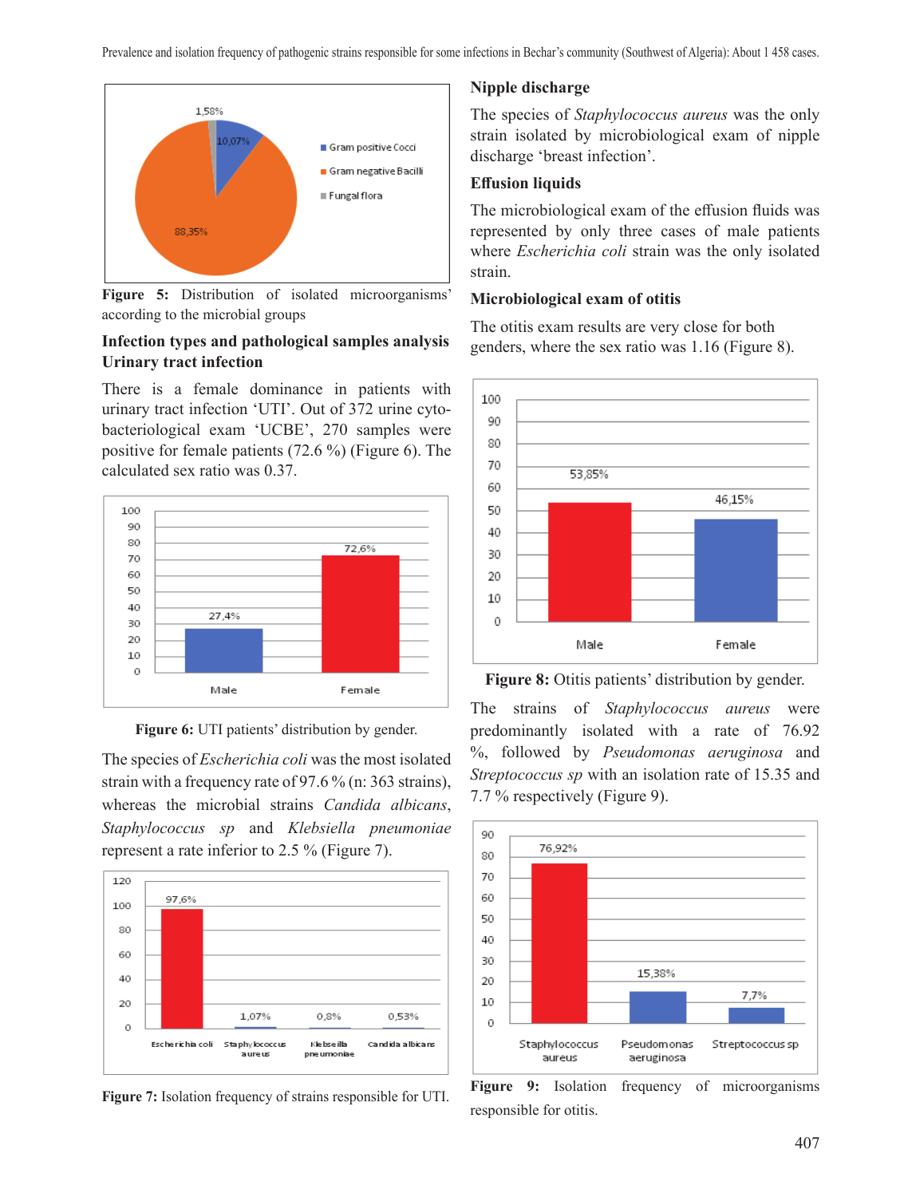Figure 5: Distribution of isolated microorganisms' according to the microbial groups

**Infection types and pathological samples analysis**

**Urinary tract infection**

There is a female dominance in patients with urinary tract infection 'UTI'. Out of 372 urine cyto-bacteriological exam 'UCBE', 270 samples were positive for female patients (72.6 %) (Figure 6). The calculated sex ratio was 0.37.

**Figure 6:** UTI patients' distribution by gender.

The species of *Escherichia coli* was the most isolated strain with a frequency rate of 97.6 % (n: 363 strains), whereas the microbial strains *Candida albicans*, *Staphylococcus sp* and *Klebsiella pneumoniae* represent a rate inferior to 2.5 % (Figure 7).

**Figure 7:** Isolation frequency of strains responsible for UTI.

**Nipple discharge**

The species of *Staphylococcus aureus* was the only strain isolated by microbiological exam of nipple discharge 'breast infection'.

**Effusion liquids**

The microbiological exam of the effusion fluids was represented by only three cases of male patients where *Escherichia coli* strain was the only isolated strain.

**Microbiological exam of otitis**

The otitis exam results are very close for both genders, where the sex ratio was 1.16 (Figure 8).

**Figure 8:** Otitis patients' distribution by gender.

The strains of *Staphylococcus aureus* were predominantly isolated with a rate of 76.92 %, followed by *Pseudomonas aeruginosa* and *Streptococcus sp* with an isolation rate of 15.35 and 7.7 % respectively (Figure 9).

**Figure 9:** Isolation frequency of microorganisms responsible for otitis.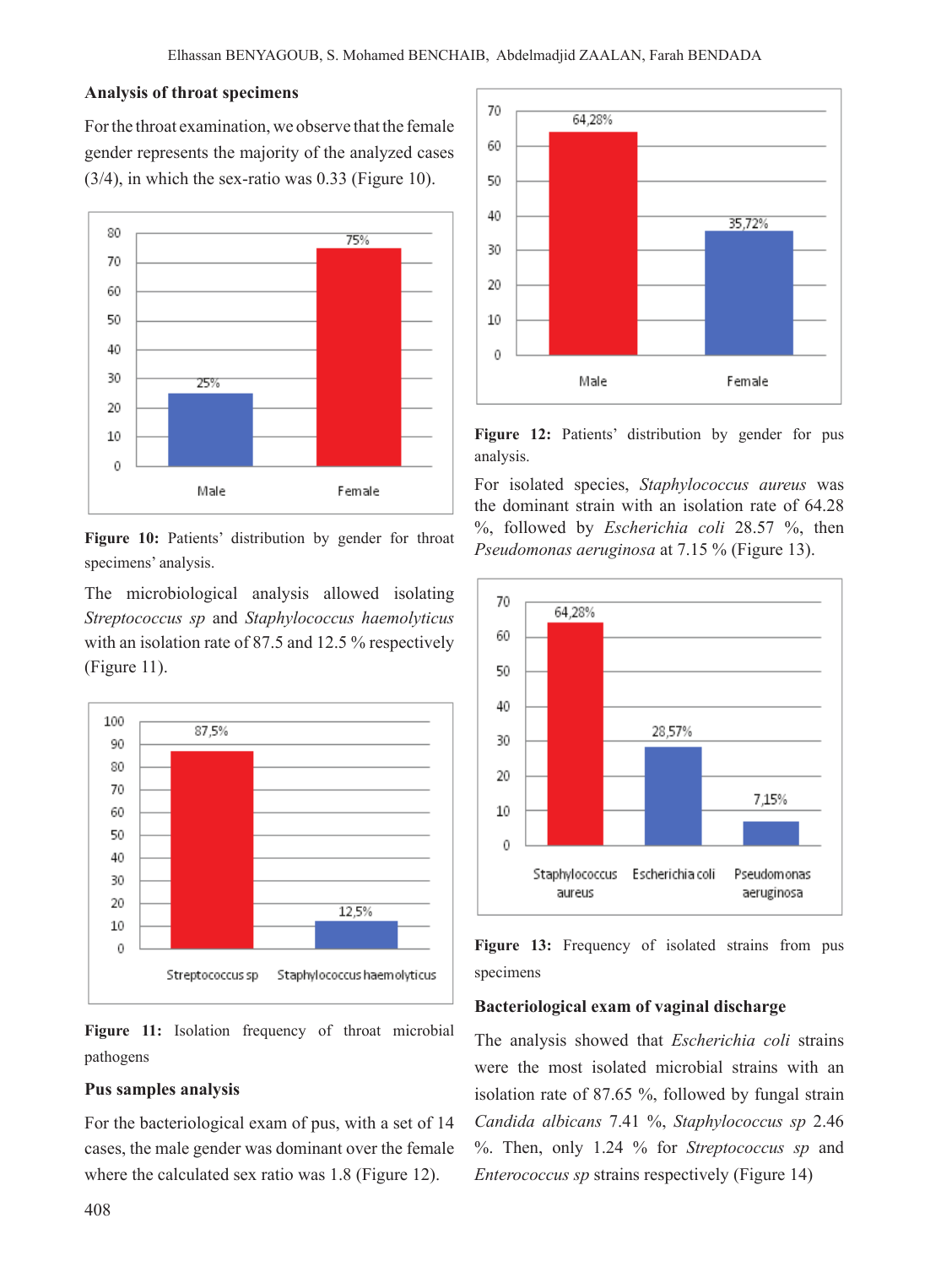### Analysis of throat specimens

For the throat examination, we observe that the female gender represents the majority of the analyzed cases (3/4), in which the sex-ratio was 0.33 (Figure 10).

**Figure 10:** Patients' distribution by gender for throat specimens' analysis.

The microbiological analysis allowed isolating *Streptococcus sp* and *Staphylococcus haemolyticus* with an isolation rate of 87.5 and 12.5 % respectively (Figure 11).

**Figure 11:** Isolation frequency of throat microbial pathogens

### Pus samples analysis

For the bacteriological exam of pus, with a set of 14 cases, the male gender was dominant over the female where the calculated sex ratio was 1.8 (Figure 12).

**Figure 12:** Patients' distribution by gender for pus analysis.

For isolated species, *Staphylococcus aureus* was the dominant strain with an isolation rate of 64.28 %, followed by *Escherichia coli* 28.57 %, then *Pseudomonas aeruginosa* at 7.15 % (Figure 13).

**Figure 13:** Frequency of isolated strains from pus specimens

### Bacteriological exam of vaginal discharge

The analysis showed that *Escherichia coli* strains were the most isolated microbial strains with an isolation rate of 87.65 %, followed by fungal strain *Candida albicans* 7.41 %, *Staphylococcus sp* 2.46 %. Then, only 1.24 % for *Streptococcus sp* and *Enterococcus sp* strains respectively (Figure 14)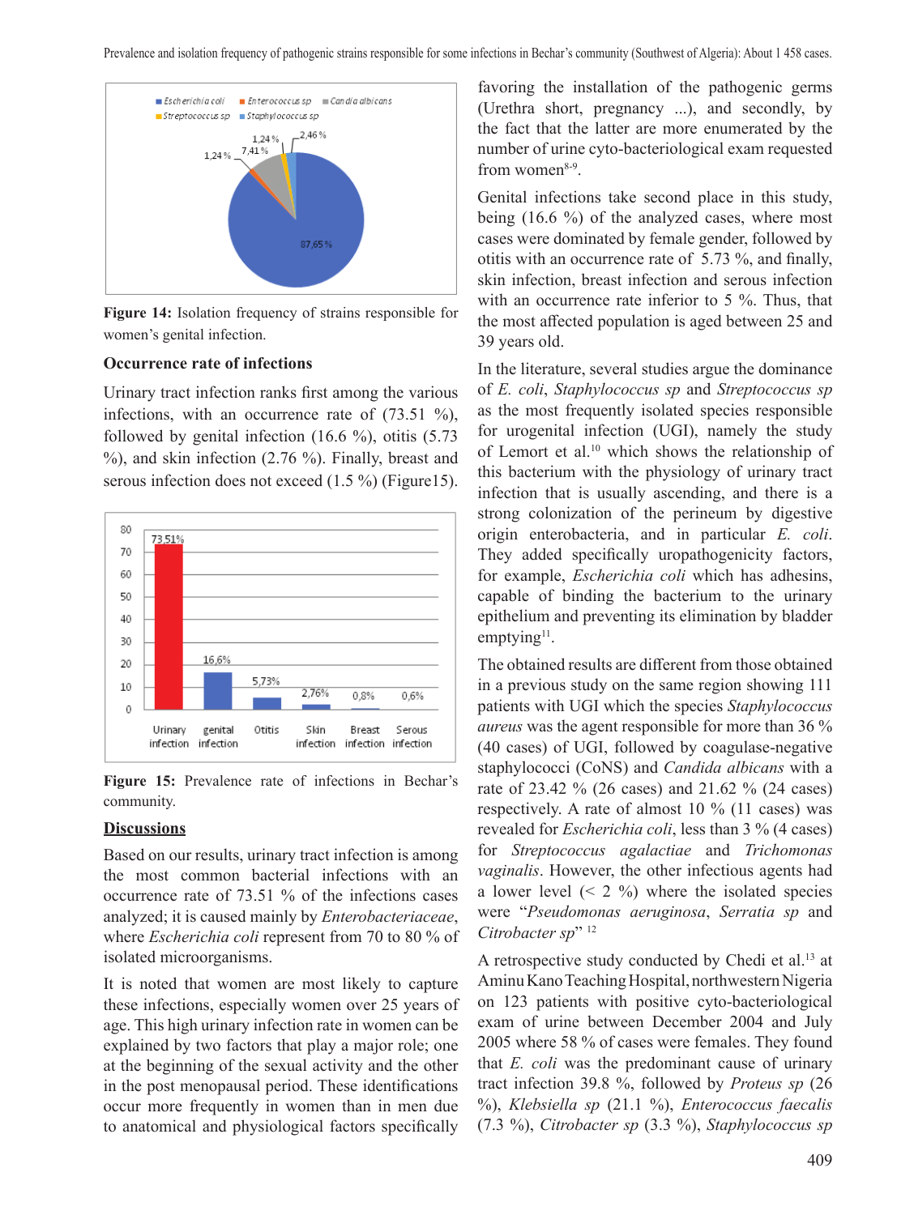Figure 14: Isolation frequency of strains responsible for women's genital infection.

### Occurrence rate of infections

Urinary tract infection ranks first among the various infections, with an occurrence rate of (73.51 %), followed by genital infection (16.6 %), otitis (5.73 %), and skin infection (2.76 %). Finally, breast and serous infection does not exceed (1.5 %) (Figure15).

Figure 15: Prevalence rate of infections in Bechar's community.

## Discussions

Based on our results, urinary tract infection is among the most common bacterial infections with an occurrence rate of 73.51 % of the infections cases analyzed; it is caused mainly by *Enterobacteriaceae*, where *Escherichia coli* represent from 70 to 80 % of isolated microorganisms.

It is noted that women are most likely to capture these infections, especially women over 25 years of age. This high urinary infection rate in women can be explained by two factors that play a major role; one at the beginning of the sexual activity and the other in the post menopausal period. These identifications occur more frequently in women than in men due to anatomical and physiological factors specifically favoring the installation of the pathogenic germs (Urethra short, pregnancy ...), and secondly, by the fact that the latter are more enumerated by the number of urine cyto-bacteriological exam requested from women[8-9].

Genital infections take second place in this study, being (16.6 %) of the analyzed cases, where most cases were dominated by female gender, followed by otitis with an occurrence rate of 5.73 %, and finally, skin infection, breast infection and serous infection with an occurrence rate inferior to 5 %. Thus, that the most affected population is aged between 25 and 39 years old.

In the literature, several studies argue the dominance of *E. coli*, *Staphylococcus sp* and *Streptococcus sp* as the most frequently isolated species responsible for urogenital infection (UGI), namely the study of Lemort et al.[10] which shows the relationship of this bacterium with the physiology of urinary tract infection that is usually ascending, and there is a strong colonization of the perineum by digestive origin enterobacteria, and in particular *E. coli*. They added specifically uropathogenicity factors, for example, *Escherichia coli* which has adhesins, capable of binding the bacterium to the urinary epithelium and preventing its elimination by bladder emptying[11].

The obtained results are different from those obtained in a previous study on the same region showing 111 patients with UGI which the species *Staphylococcus aureus* was the agent responsible for more than 36 % (40 cases) of UGI, followed by coagulase-negative staphylococci (CoNS) and *Candida albicans* with a rate of 23.42 % (26 cases) and 21.62 % (24 cases) respectively. A rate of almost 10 % (11 cases) was revealed for *Escherichia coli*, less than 3 % (4 cases) for *Streptococcus agalactiae* and *Trichomonas vaginalis*. However, the other infectious agents had a lower level (< 2 %) where the isolated species were "*Pseudomonas aeruginosa*, *Serratia sp* and *Citrobacter sp*" [12]

A retrospective study conducted by Chedi et al.[13] at Aminu Kano Teaching Hospital, northwestern Nigeria on 123 patients with positive cyto-bacteriological exam of urine between December 2004 and July 2005 where 58 % of cases were females. They found that *E. coli* was the predominant cause of urinary tract infection 39.8 %, followed by *Proteus sp* (26 %), *Klebsiella sp* (21.1 %), *Enterococcus faecalis* (7.3 %), *Citrobacter sp* (3.3 %), *Staphylococcus sp*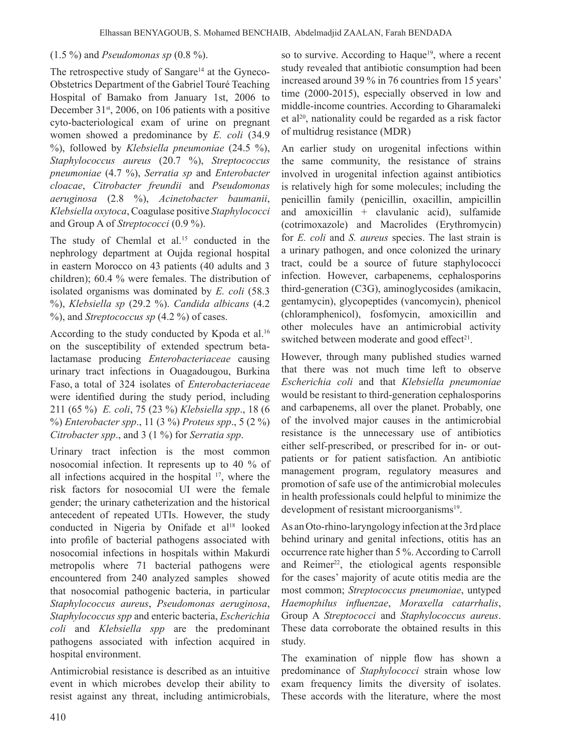(1.5 %) and *Pseudomonas sp* (0.8 %).

The retrospective study of Sangare[14] at the Gyneco-Obstetrics Department of the Gabriel Touré Teaching Hospital of Bamako from January 1st, 2006 to December 31st, 2006, on 106 patients with a positive cyto-bacteriological exam of urine on pregnant women showed a predominance by *E. coli* (34.9 %), followed by *Klebsiella pneumoniae* (24.5 %), *Staphylococcus aureus* (20.7 %), *Streptococcus pneumoniae* (4.7 %), *Serratia sp* and *Enterobacter cloacae*, *Citrobacter freundii* and *Pseudomonas aeruginosa* (2.8 %), *Acinetobacter baumanii*, *Klebsiella oxytoca*, Coagulase positive *Staphylococci* and Group A of *Streptococci* (0.9 %).

The study of Chemlal et al.[15] conducted in the nephrology department at Oujda regional hospital in eastern Morocco on 43 patients (40 adults and 3 children); 60.4 % were females. The distribution of isolated organisms was dominated by *E. coli* (58.3 %), *Klebsiella sp* (29.2 %). *Candida albicans* (4.2 %), and *Streptococcus sp* (4.2 %) of cases.

According to the study conducted by Kpoda et al.[16] on the susceptibility of extended spectrum beta-lactamase producing *Enterobacteriaceae* causing urinary tract infections in Ouagadougou, Burkina Faso, a total of 324 isolates of *Enterobacteriaceae* were identified during the study period, including 211 (65 %) *E. coli*, 75 (23 %) *Klebsiella spp*., 18 (6 %) *Enterobacter spp*., 11 (3 %) *Proteus spp*., 5 (2 %) *Citrobacter spp*., and 3 (1 %) for *Serratia spp*.

Urinary tract infection is the most common nosocomial infection. It represents up to 40 % of all infections acquired in the hospital [17], where the risk factors for nosocomial UI were the female gender; the urinary catheterization and the historical antecedent of repeated UTIs. However, the study conducted in Nigeria by Onifade et al[18] looked into profile of bacterial pathogens associated with nosocomial infections in hospitals within Makurdi metropolis where 71 bacterial pathogens were encountered from 240 analyzed samples showed that nosocomial pathogenic bacteria, in particular *Staphylococcus aureus*, *Pseudomonas aeruginosa*, *Staphylococcus spp* and enteric bacteria, *Escherichia coli* and *Klebsiella spp* are the predominant pathogens associated with infection acquired in hospital environment.

Antimicrobial resistance is described as an intuitive event in which microbes develop their ability to resist against any threat, including antimicrobials, so to survive. According to Haque[19], where a recent study revealed that antibiotic consumption had been increased around 39 % in 76 countries from 15 years' time (2000-2015), especially observed in low and middle-income countries. According to Gharamaleki et al[20], nationality could be regarded as a risk factor of multidrug resistance (MDR)

An earlier study on urogenital infections within the same community, the resistance of strains involved in urogenital infection against antibiotics is relatively high for some molecules; including the penicillin family (penicillin, oxacillin, ampicillin and amoxicillin + clavulanic acid), sulfamide (cotrimoxazole) and Macrolides (Erythromycin) for *E. coli* and *S. aureus* species. The last strain is a urinary pathogen, and once colonized the urinary tract, could be a source of future staphylococci infection. However, carbapenems, cephalosporins third-generation (C3G), aminoglycosides (amikacin, gentamycin), glycopeptides (vancomycin), phenicol (chloramphenicol), fosfomycin, amoxicillin and other molecules have an antimicrobial activity switched between moderate and good effect[21].

However, through many published studies warned that there was not much time left to observe *Escherichia coli* and that *Klebsiella pneumoniae* would be resistant to third-generation cephalosporins and carbapenems, all over the planet. Probably, one of the involved major causes in the antimicrobial resistance is the unnecessary use of antibiotics either self-prescribed, or prescribed for in- or out-patients or for patient satisfaction. An antibiotic management program, regulatory measures and promotion of safe use of the antimicrobial molecules in health professionals could helpful to minimize the development of resistant microorganisms[19].

As an Oto-rhino-laryngology infection at the 3rd place behind urinary and genital infections, otitis has an occurrence rate higher than 5 %. According to Carroll and Reimer[22], the etiological agents responsible for the cases' majority of acute otitis media are the most common; *Streptococcus pneumoniae*, untyped *Haemophilus influenzae*, *Moraxella catarrhalis*, Group A *Streptococci* and *Staphylococcus aureus*. These data corroborate the obtained results in this study.

The examination of nipple flow has shown a predominance of *Staphylococci* strain whose low exam frequency limits the diversity of isolates. These accords with the literature, where the most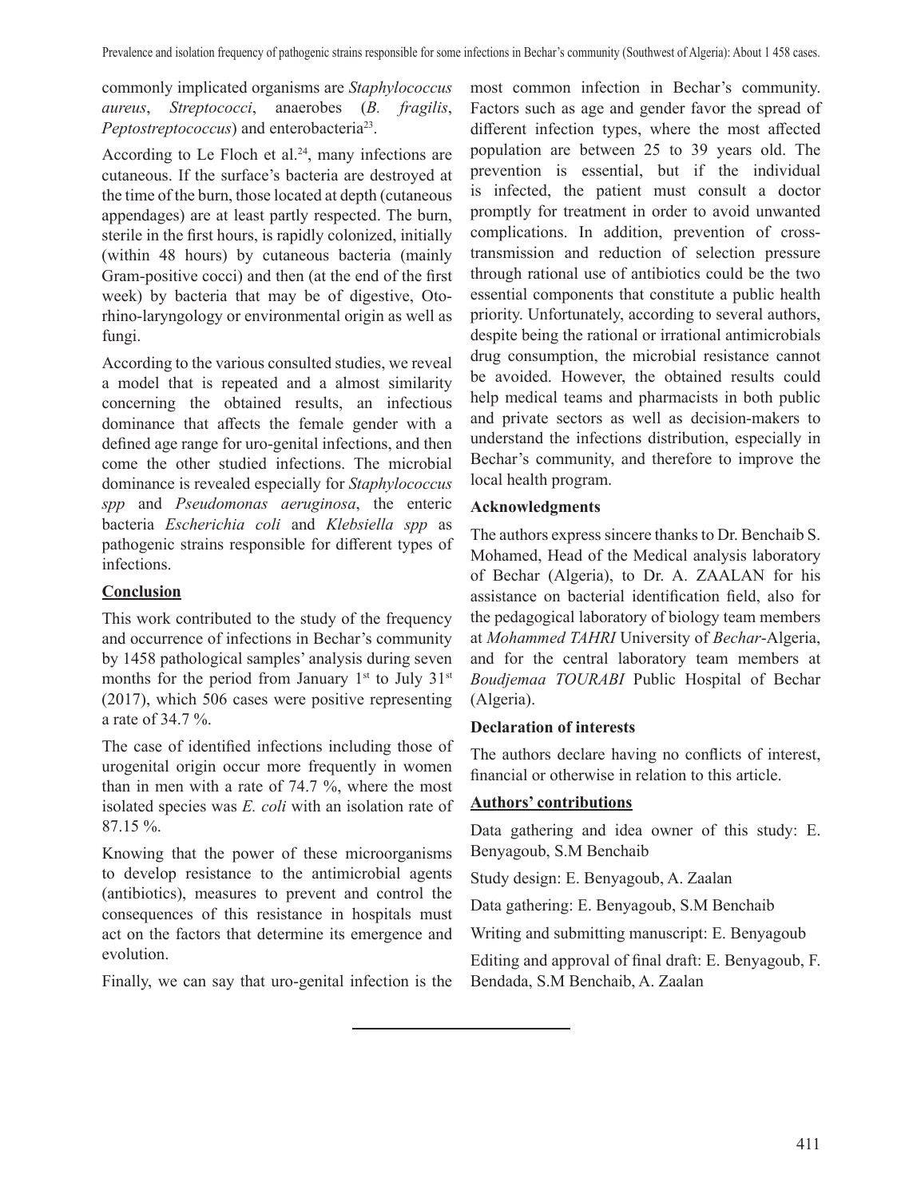commonly implicated organisms are *Staphylococcus aureus*, *Streptococci*, anaerobes (*B. fragilis*, *Peptostreptococcus*) and enterobacteria[23].

According to Le Floch et al.[24], many infections are cutaneous. If the surface's bacteria are destroyed at the time of the burn, those located at depth (cutaneous appendages) are at least partly respected. The burn, sterile in the first hours, is rapidly colonized, initially (within 48 hours) by cutaneous bacteria (mainly Gram-positive cocci) and then (at the end of the first week) by bacteria that may be of digestive, Oto-rhino-laryngology or environmental origin as well as fungi.

According to the various consulted studies, we reveal a model that is repeated and a almost similarity concerning the obtained results, an infectious dominance that affects the female gender with a defined age range for uro-genital infections, and then come the other studied infections. The microbial dominance is revealed especially for *Staphylococcus spp* and *Pseudomonas aeruginosa*, the enteric bacteria *Escherichia coli* and *Klebsiella spp* as pathogenic strains responsible for different types of infections.

## Conclusion

This work contributed to the study of the frequency and occurrence of infections in Bechar's community by 1458 pathological samples' analysis during seven months for the period from January 1st to July 31st (2017), which 506 cases were positive representing a rate of 34.7 %.

The case of identified infections including those of urogenital origin occur more frequently in women than in men with a rate of 74.7 %, where the most isolated species was *E. coli* with an isolation rate of 87.15 %.

Knowing that the power of these microorganisms to develop resistance to the antimicrobial agents (antibiotics), measures to prevent and control the consequences of this resistance in hospitals must act on the factors that determine its emergence and evolution.

Finally, we can say that uro-genital infection is the most common infection in Bechar's community. Factors such as age and gender favor the spread of different infection types, where the most affected population are between 25 to 39 years old. The prevention is essential, but if the individual is infected, the patient must consult a doctor promptly for treatment in order to avoid unwanted complications. In addition, prevention of cross-transmission and reduction of selection pressure through rational use of antibiotics could be the two essential components that constitute a public health priority. Unfortunately, according to several authors, despite being the rational or irrational antimicrobials drug consumption, the microbial resistance cannot be avoided. However, the obtained results could help medical teams and pharmacists in both public and private sectors as well as decision-makers to understand the infections distribution, especially in Bechar's community, and therefore to improve the local health program.

### Acknowledgments

The authors express sincere thanks to Dr. Benchaib S. Mohamed, Head of the Medical analysis laboratory of Bechar (Algeria), to Dr. A. ZAALAN for his assistance on bacterial identification field, also for the pedagogical laboratory of biology team members at *Mohammed TAHRI* University of *Bechar*-Algeria, and for the central laboratory team members at *Boudjemaa TOURABI* Public Hospital of Bechar (Algeria).

### Declaration of interests

The authors declare having no conflicts of interest, financial or otherwise in relation to this article.

## Authors' contributions

Data gathering and idea owner of this study: E. Benyagoub, S.M Benchaib

Study design: E. Benyagoub, A. Zaalan

Data gathering: E. Benyagoub, S.M Benchaib

Writing and submitting manuscript: E. Benyagoub

Editing and approval of final draft: E. Benyagoub, F. Bendada, S.M Benchaib, A. Zaalan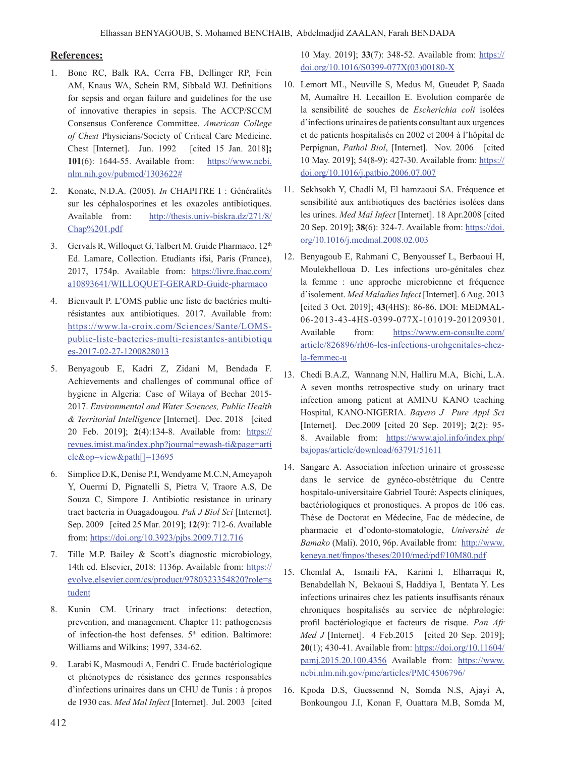## References:

1. Bone RC, Balk RA, Cerra FB, Dellinger RP, Fein AM, Knaus WA, Schein RM, Sibbald WJ. Definitions for sepsis and organ failure and guidelines for the use of innovative therapies in sepsis. The ACCP/SCCM Consensus Conference Committee. *American College of Chest* Physicians/Society of Critical Care Medicine. Chest [Internet]. Jun. 1992 [cited 15 Jan. 2018**];** **101**(6): 1644-55. Available from: https://www.ncbi.nlm.nih.gov/pubmed/1303622#

2. Konate, N.D.A. (2005). *In* CHAPITRE I : Généralités sur les céphalosporines et les oxazoles antibiotiques. Available from: http://thesis.univ-biskra.dz/271/8/Chap%201.pdf

3. Gervals R, Willoquet G, Talbert M. Guide Pharmaco, 12th Ed. Lamare, Collection. Etudiants ifsi, Paris (France), 2017, 1754p. Available from: https://livre.fnac.com/a10893641/WILLOQUET-GERARD-Guide-pharmaco

4. Bienvault P. L'OMS publie une liste de bactéries multi-résistantes aux antibiotiques. 2017. Available from: https://www.la-croix.com/Sciences/Sante/LOMS-publie-liste-bacteries-multi-resistantes-antibiotiques-2017-02-27-1200828013

5. Benyagoub E, Kadri Z, Zidani M, Bendada F. Achievements and challenges of communal office of hygiene in Algeria: Case of Wilaya of Bechar 2015-2017. *Environmental and Water Sciences, Public Health & Territorial Intelligence* [Internet]. Dec. 2018 [cited 20 Feb. 2019]; **2**(4):134-8. Available from: https://revues.imist.ma/index.php?journal=ewash-ti&page=article&op=view&path[]=13695

6. Simplice D.K, Denise P.I, Wendyame M.C.N, Ameyapoh Y, Ouermi D, Pignatelli S, Pietra V, Traore A.S, De Souza C, Simpore J. Antibiotic resistance in urinary tract bacteria in Ouagadougou. *Pak J Biol Sci* [Internet]. Sep. 2009 [cited 25 Mar. 2019]; **12**(9): 712-6. Available from: https://doi.org/10.3923/pjbs.2009.712.716

7. Tille M.P. Bailey & Scott's diagnostic microbiology, 14th ed. Elsevier, 2018: 1136p. Available from: https://evolve.elsevier.com/cs/product/9780323354820?role=student

8. Kunin CM. Urinary tract infections: detection, prevention, and management. Chapter 11: pathogenesis of infection-the host defenses. 5th edition. Baltimore: Williams and Wilkins; 1997, 334-62.

9. Larabi K, Masmoudi A, Fendri C. Etude bactériologique et phénotypes de résistance des germes responsables d'infections urinaires dans un CHU de Tunis : à propos de 1930 cas. *Med Mal Infect* [Internet]. Jul. 2003 [cited 10 May. 2019]; **33**(7): 348-52. Available from: https://doi.org/10.1016/S0399-077X(03)00180-X

10. Lemort ML, Neuville S, Medus M, Gueudet P, Saada M, Aumaître H. Lecaillon E. Evolution comparée de la sensibilité de souches de *Escherichia coli* isolées d'infections urinaires de patients consultant aux urgences et de patients hospitalisés en 2002 et 2004 à l'hôpital de Perpignan, *Pathol Biol*, [Internet]. Nov. 2006 [cited 10 May. 2019]; 54(8-9): 427-30. Available from: https://doi.org/10.1016/j.patbio.2006.07.007

11. Sekhsokh Y, Chadli M, El hamzaoui SA. Fréquence et sensibilité aux antibiotiques des bactéries isolées dans les urines. *Med Mal Infect* [Internet]. 18 Apr.2008 [cited 20 Sep. 2019]; **38**(6): 324-7. Available from: https://doi.org/10.1016/j.medmal.2008.02.003

12. Benyagoub E, Rahmani C, Benyoussef L, Berbaoui H, Moulekhelloua D. Les infections uro-génitales chez la femme : une approche microbienne et fréquence d'isolement. *Med Maladies Infect* [Internet]. 6 Aug. 2013 [cited 3 Oct. 2019]; **43**(4HS): 86-86. DOI: MEDMAL-06-2013-43-4HS-0399-077X-101019-201209301. Available from: https://www.em-consulte.com/article/826896/rh06-les-infections-urohgenitales-chez-la-femmec-u

13. Chedi B.A.Z, Wannang N.N, Halliru M.A, Bichi, L.A. A seven months retrospective study on urinary tract infection among patient at AMINU KANO teaching Hospital, KANO-NIGERIA. *Bayero J Pure Appl Sci* [Internet]. Dec.2009 [cited 20 Sep. 2019]; **2**(2): 95-8. Available from: https://www.ajol.info/index.php/bajopas/article/download/63791/51611

14. Sangare A. Association infection urinaire et grossesse dans le service de gynéco-obstétrique du Centre hospitalo-universitaire Gabriel Touré: Aspects cliniques, bactériologiques et pronostiques. A propos de 106 cas. Thèse de Doctorat en Médecine, Fac de médecine, de pharmacie et d'odonto-stomatologie, *Université de Bamako* (Mali). 2010, 96p. Available from: http://www.keneya.net/fmpos/theses/2010/med/pdf/10M80.pdf

15. Chemlal A, Ismaili FA, Karimi I, Elharraqui R, Benabdellah N, Bekaoui S, Haddiya I, Bentata Y. Les infections urinaires chez les patients insuffisants rénaux chroniques hospitalisés au service de néphrologie: profil bactériologique et facteurs de risque. *Pan Afr Med J* [Internet]. 4 Feb.2015 [cited 20 Sep. 2019]; **20**(1); 430-41. Available from: https://doi.org/10.11604/pamj.2015.20.100.4356 Available from: https://www.ncbi.nlm.nih.gov/pmc/articles/PMC4506796/

16. Kpoda D.S, Guessennd N, Somda N.S, Ajayi A, Bonkoungou J.I, Konan F, Ouattara M.B, Somda M,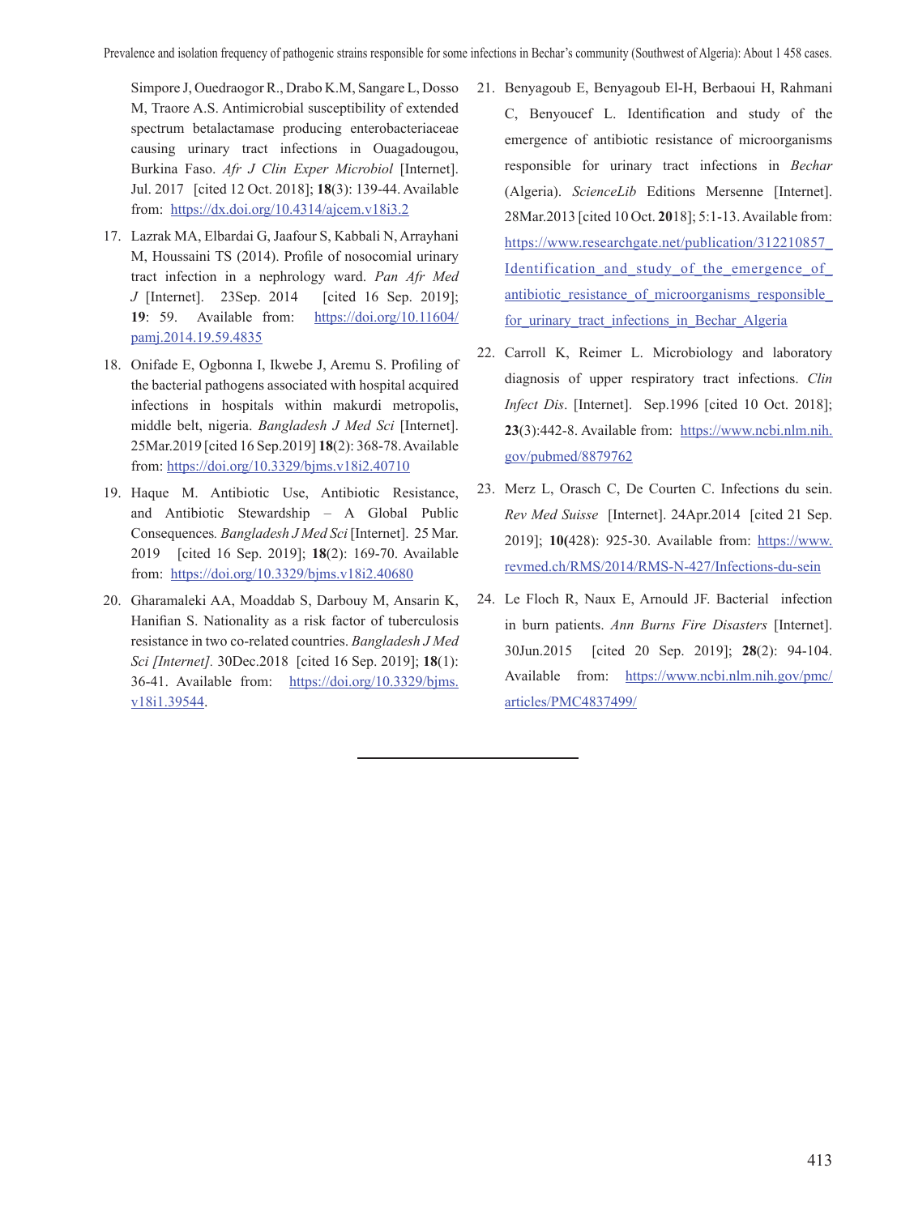Simpore J, Ouedraogor R., Drabo K.M, Sangare L, Dosso M, Traore A.S. Antimicrobial susceptibility of extended spectrum betalactamase producing enterobacteriaceae causing urinary tract infections in Ouagadougou, Burkina Faso. *Afr J Clin Exper Microbiol* [Internet]. Jul. 2017 [cited 12 Oct. 2018]; **18**(3): 139-44. Available from: https://dx.doi.org/10.4314/ajcem.v18i3.2

17. Lazrak MA, Elbardai G, Jaafour S, Kabbali N, Arrayhani M, Houssaini TS (2014). Profile of nosocomial urinary tract infection in a nephrology ward. *Pan Afr Med J* [Internet]. 23Sep. 2014 [cited 16 Sep. 2019]; **19**: 59. Available from: https://doi.org/10.11604/pamj.2014.19.59.4835

18. Onifade E, Ogbonna I, Ikwebe J, Aremu S. Profiling of the bacterial pathogens associated with hospital acquired infections in hospitals within makurdi metropolis, middle belt, nigeria. *Bangladesh J Med Sci* [Internet]. 25Mar.2019 [cited 16 Sep.2019] **18**(2): 368-78. Available from: https://doi.org/10.3329/bjms.v18i2.40710

19. Haque M. Antibiotic Use, Antibiotic Resistance, and Antibiotic Stewardship – A Global Public Consequences. *Bangladesh J Med Sci* [Internet]. 25 Mar. 2019 [cited 16 Sep. 2019]; **18**(2): 169-70. Available from: https://doi.org/10.3329/bjms.v18i2.40680

20. Gharamaleki AA, Moaddab S, Darbouy M, Ansarin K, Hanifian S. Nationality as a risk factor of tuberculosis resistance in two co-related countries. *Bangladesh J Med Sci [Internet]*. 30Dec.2018 [cited 16 Sep. 2019]; **18**(1): 36-41. Available from: https://doi.org/10.3329/bjms.v18i1.39544.

21. Benyagoub E, Benyagoub El-H, Berbaoui H, Rahmani C, Benyoucef L. Identification and study of the emergence of antibiotic resistance of microorganisms responsible for urinary tract infections in *Bechar* (Algeria). *ScienceLib* Editions Mersenne [Internet]. 28Mar.2013 [cited 10 Oct. **20**18]; 5:1-13. Available from: https://www.researchgate.net/publication/312210857_Identification_and_study_of_the_emergence_of_antibiotic_resistance_of_microorganisms_responsible_for_urinary_tract_infections_in_Bechar_Algeria

22. Carroll K, Reimer L. Microbiology and laboratory diagnosis of upper respiratory tract infections. *Clin Infect Dis*. [Internet]. Sep.1996 [cited 10 Oct. 2018]; **23**(3):442-8. Available from: https://www.ncbi.nlm.nih.gov/pubmed/8879762

23. Merz L, Orasch C, De Courten C. Infections du sein. *Rev Med Suisse* [Internet]. 24Apr.2014 [cited 21 Sep. 2019]; **10(**428): 925-30. Available from: https://www.revmed.ch/RMS/2014/RMS-N-427/Infections-du-sein

24. Le Floch R, Naux E, Arnould JF. Bacterial infection in burn patients. *Ann Burns Fire Disasters* [Internet]. 30Jun.2015 [cited 20 Sep. 2019]; **28**(2): 94-104. Available from: https://www.ncbi.nlm.nih.gov/pmc/articles/PMC4837499/